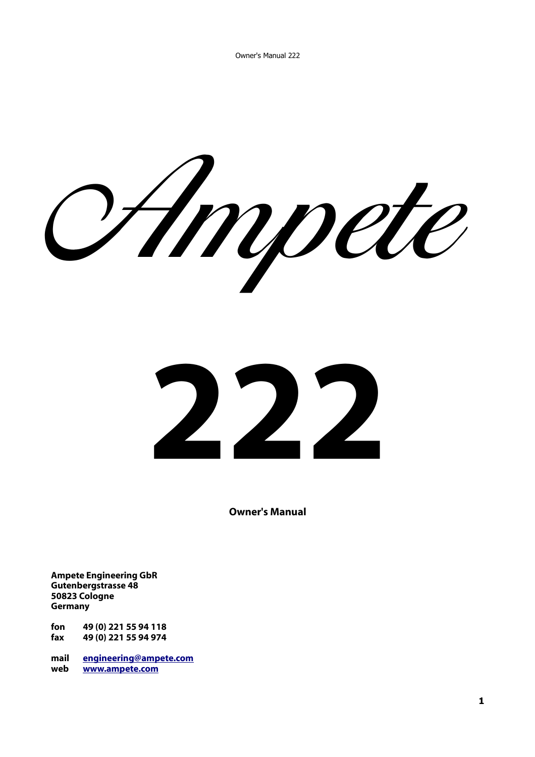# Ampete

# 222

**Owner's Manual**

**Ampete Engineering GbR**
**Gutenbergstrasse 48**
**50823 Cologne**
**Germany**

**fon** **49 (0) 221 55 94 118**
**fax** **49 (0) 221 55 94 974**

**mail** **[engineering@ampete.com](mailto:engineering@ampete.com)**
**web** **[www.ampete.com](http://www.ampete.com)**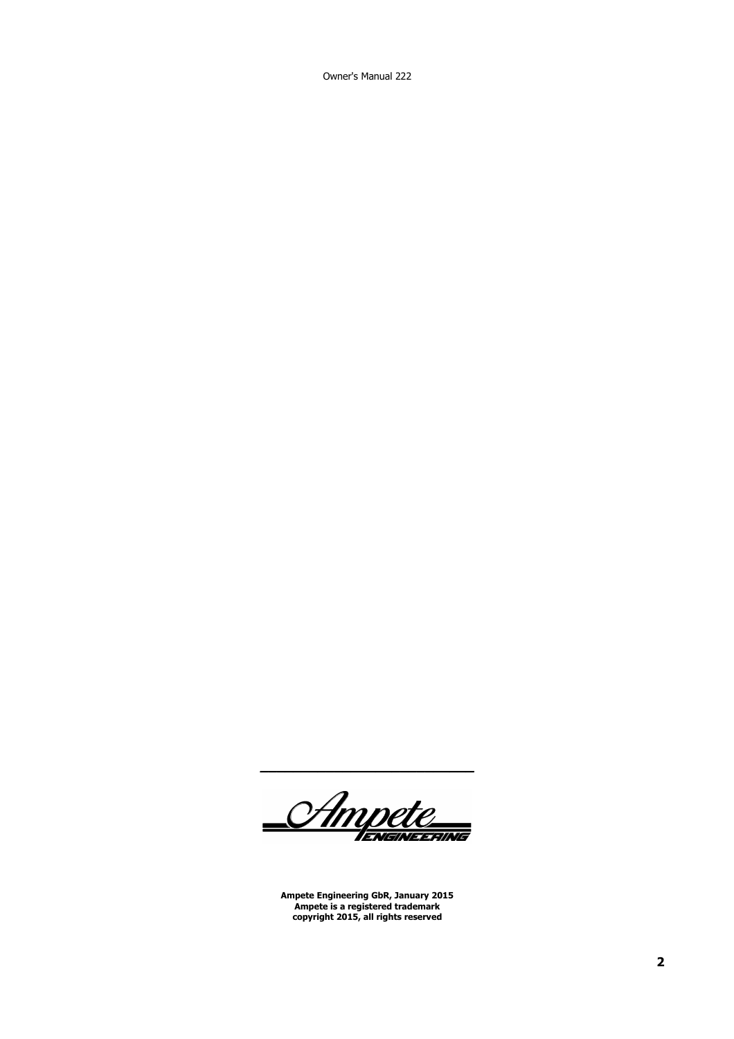Ampete Engineering GbR, January 2015
Ampete is a registered trademark
copyright 2015, all rights reserved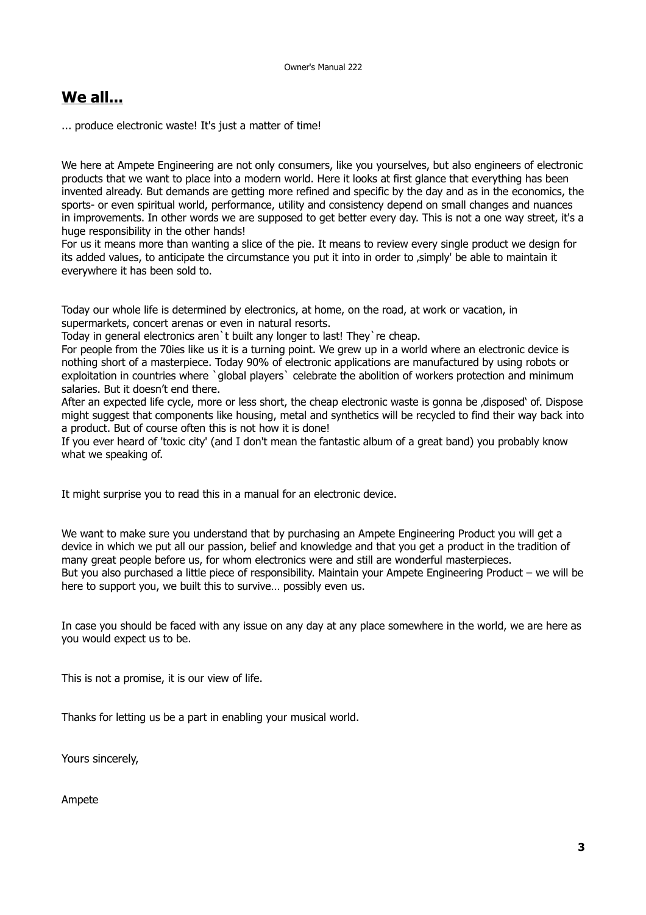## **We all...**

... produce electronic waste! It's just a matter of time!

We here at Ampete Engineering are not only consumers, like you yourselves, but also engineers of electronic products that we want to place into a modern world. Here it looks at first glance that everything has been invented already. But demands are getting more refined and specific by the day and as in the economics, the sports- or even spiritual world, performance, utility and consistency depend on small changes and nuances in improvements. In other words we are supposed to get better every day. This is not a one way street, it's a huge responsibility in the other hands!

For us it means more than wanting a slice of the pie. It means to review every single product we design for its added values, to anticipate the circumstance you put it into in order to ‚simply' be able to maintain it everywhere it has been sold to.

Today our whole life is determined by electronics, at home, on the road, at work or vacation, in supermarkets, concert arenas or even in natural resorts.

Today in general electronics aren`t built any longer to last! They`re cheap.

For people from the 70ies like us it is a turning point. We grew up in a world where an electronic device is nothing short of a masterpiece. Today 90% of electronic applications are manufactured by using robots or exploitation in countries where `global players` celebrate the abolition of workers protection and minimum salaries. But it doesn't end there.

After an expected life cycle, more or less short, the cheap electronic waste is gonna be ‚disposed' of. Dispose might suggest that components like housing, metal and synthetics will be recycled to find their way back into a product. But of course often this is not how it is done!

If you ever heard of 'toxic city' (and I don't mean the fantastic album of a great band) you probably know what we speaking of.

It might surprise you to read this in a manual for an electronic device.

We want to make sure you understand that by purchasing an Ampete Engineering Product you will get a device in which we put all our passion, belief and knowledge and that you get a product in the tradition of many great people before us, for whom electronics were and still are wonderful masterpieces.

But you also purchased a little piece of responsibility. Maintain your Ampete Engineering Product – we will be here to support you, we built this to survive… possibly even us.

In case you should be faced with any issue on any day at any place somewhere in the world, we are here as you would expect us to be.

This is not a promise, it is our view of life.

Thanks for letting us be a part in enabling your musical world.

Yours sincerely,

Ampete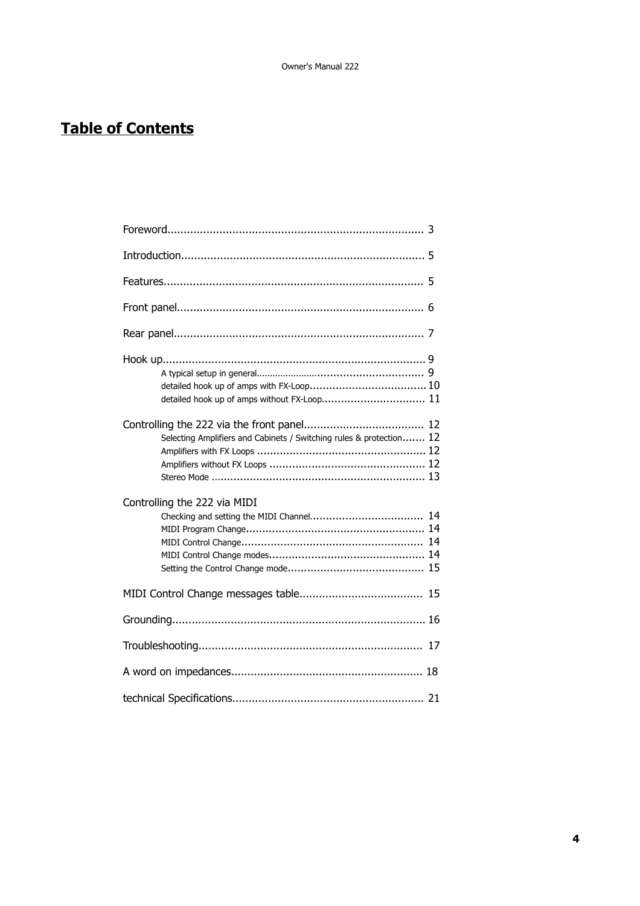# Table of Contents

Foreword................................................................................ 3

Introduction............................................................................ 5

Features.................................................................................. 5

Front panel.............................................................................. 6

Rear panel............................................................................... 7

Hook up................................................................................... 9
- A typical setup in general................................................. 9
- detailed hook up of amps with FX-Loop.................................... 10
- detailed hook up of amps without FX-Loop................................ 11

Controlling the 222 via the front panel..................................... 12
- Selecting Amplifiers and Cabinets / Switching rules & protection....... 12
- Amplifiers with FX Loops .................................................... 12
- Amplifiers without FX Loops ................................................ 12
- Stereo Mode ..................................................................... 13

Controlling the 222 via MIDI
- Checking and setting the MIDI Channel................................... 14
- MIDI Program Change........................................................ 14
- MIDI Control Change......................................................... 14
- MIDI Control Change modes................................................ 14
- Setting the Control Change mode.......................................... 15

MIDI Control Change messages table...................................... 15

Grounding.............................................................................. 16

Troubleshooting..................................................................... 17

A word on impedances........................................................... 18

technical Specifications........................................................... 21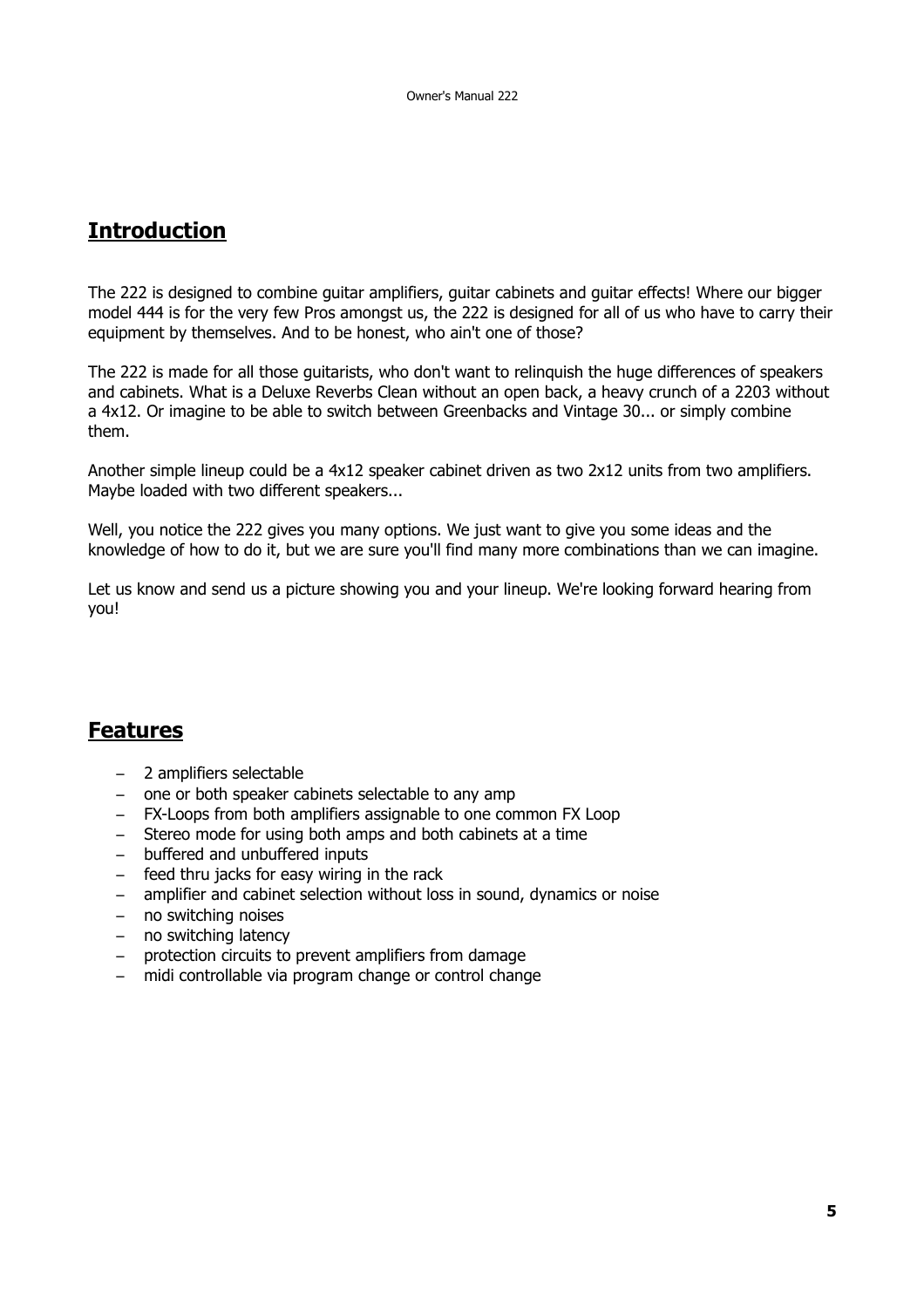## Introduction

The 222 is designed to combine guitar amplifiers, guitar cabinets and guitar effects! Where our bigger model 444 is for the very few Pros amongst us, the 222 is designed for all of us who have to carry their equipment by themselves. And to be honest, who ain't one of those?

The 222 is made for all those guitarists, who don't want to relinquish the huge differences of speakers and cabinets. What is a Deluxe Reverbs Clean without an open back, a heavy crunch of a 2203 without a 4x12. Or imagine to be able to switch between Greenbacks and Vintage 30... or simply combine them.

Another simple lineup could be a 4x12 speaker cabinet driven as two 2x12 units from two amplifiers. Maybe loaded with two different speakers...

Well, you notice the 222 gives you many options. We just want to give you some ideas and the knowledge of how to do it, but we are sure you'll find many more combinations than we can imagine.

Let us know and send us a picture showing you and your lineup. We're looking forward hearing from you!

## Features

- 2 amplifiers selectable
- one or both speaker cabinets selectable to any amp
- FX-Loops from both amplifiers assignable to one common FX Loop
- Stereo mode for using both amps and both cabinets at a time
- buffered and unbuffered inputs
- feed thru jacks for easy wiring in the rack
- amplifier and cabinet selection without loss in sound, dynamics or noise
- no switching noises
- no switching latency
- protection circuits to prevent amplifiers from damage
- midi controllable via program change or control change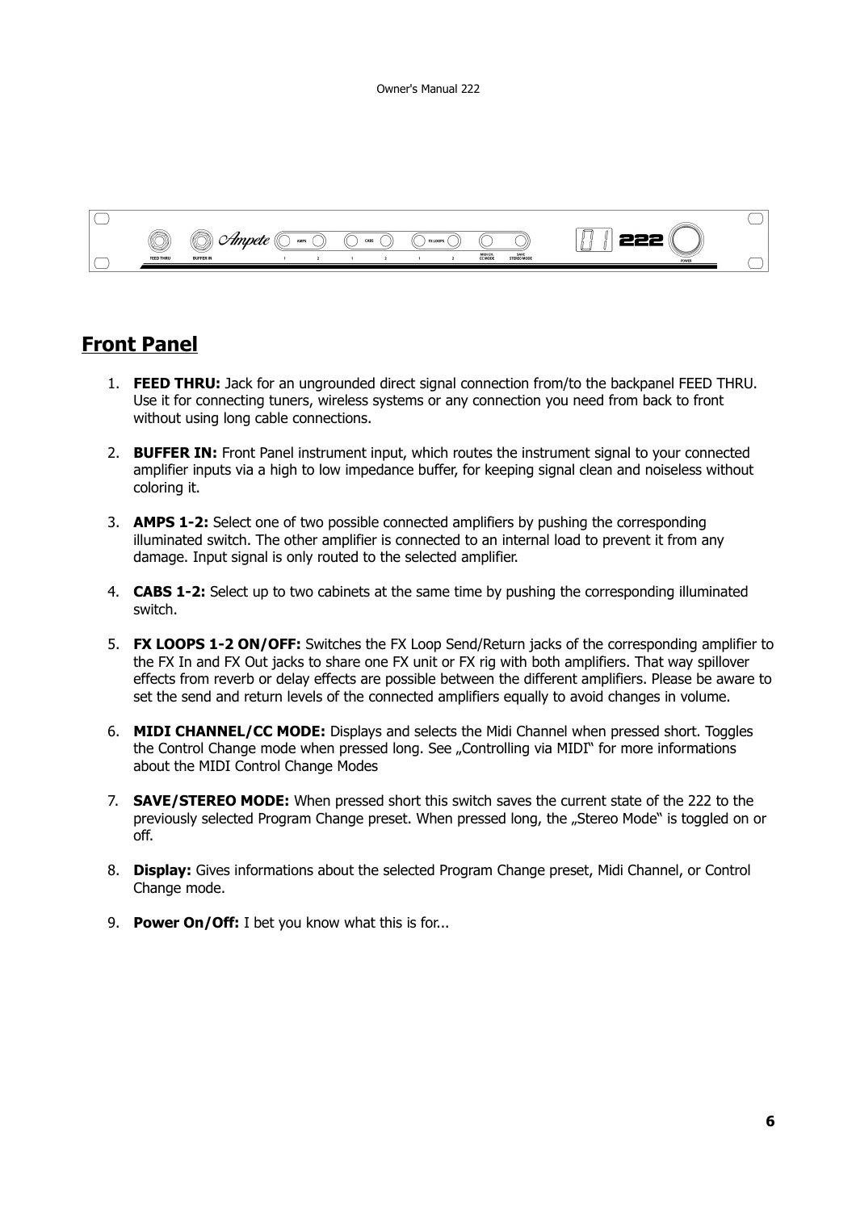## Front Panel

1. **FEED THRU:** Jack for an ungrounded direct signal connection from/to the backpanel FEED THRU. Use it for connecting tuners, wireless systems or any connection you need from back to front without using long cable connections.

2. **BUFFER IN:** Front Panel instrument input, which routes the instrument signal to your connected amplifier inputs via a high to low impedance buffer, for keeping signal clean and noiseless without coloring it.

3. **AMPS 1-2:** Select one of two possible connected amplifiers by pushing the corresponding illuminated switch. The other amplifier is connected to an internal load to prevent it from any damage. Input signal is only routed to the selected amplifier.

4. **CABS 1-2:** Select up to two cabinets at the same time by pushing the corresponding illuminated switch.

5. **FX LOOPS 1-2 ON/OFF:** Switches the FX Loop Send/Return jacks of the corresponding amplifier to the FX In and FX Out jacks to share one FX unit or FX rig with both amplifiers. That way spillover effects from reverb or delay effects are possible between the different amplifiers. Please be aware to set the send and return levels of the connected amplifiers equally to avoid changes in volume.

6. **MIDI CHANNEL/CC MODE:** Displays and selects the Midi Channel when pressed short. Toggles the Control Change mode when pressed long. See „Controlling via MIDI" for more informations about the MIDI Control Change Modes

7. **SAVE/STEREO MODE:** When pressed short this switch saves the current state of the 222 to the previously selected Program Change preset. When pressed long, the „Stereo Mode" is toggled on or off.

8. **Display:** Gives informations about the selected Program Change preset, Midi Channel, or Control Change mode.

9. **Power On/Off:** I bet you know what this is for...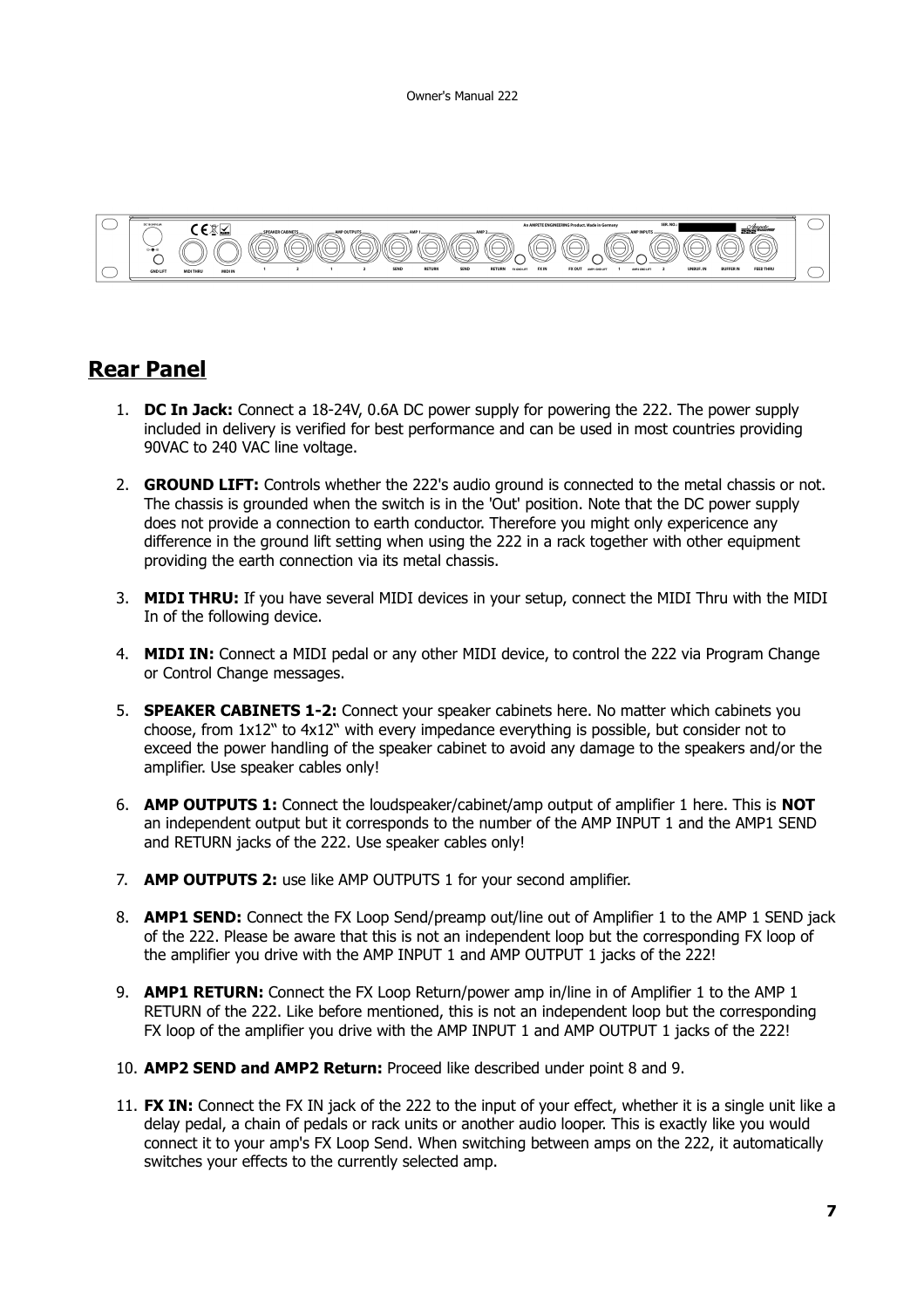## Rear Panel

1. **DC In Jack:** Connect a 18-24V, 0.6A DC power supply for powering the 222. The power supply included in delivery is verified for best performance and can be used in most countries providing 90VAC to 240 VAC line voltage.

2. **GROUND LIFT:** Controls whether the 222's audio ground is connected to the metal chassis or not. The chassis is grounded when the switch is in the 'Out' position. Note that the DC power supply does not provide a connection to earth conductor. Therefore you might only expericence any difference in the ground lift setting when using the 222 in a rack together with other equipment providing the earth connection via its metal chassis.

3. **MIDI THRU:** If you have several MIDI devices in your setup, connect the MIDI Thru with the MIDI In of the following device.

4. **MIDI IN:** Connect a MIDI pedal or any other MIDI device, to control the 222 via Program Change or Control Change messages.

5. **SPEAKER CABINETS 1-2:** Connect your speaker cabinets here. No matter which cabinets you choose, from 1x12" to 4x12" with every impedance everything is possible, but consider not to exceed the power handling of the speaker cabinet to avoid any damage to the speakers and/or the amplifier. Use speaker cables only!

6. **AMP OUTPUTS 1:** Connect the loudspeaker/cabinet/amp output of amplifier 1 here. This is **NOT** an independent output but it corresponds to the number of the AMP INPUT 1 and the AMP1 SEND and RETURN jacks of the 222. Use speaker cables only!

7. **AMP OUTPUTS 2:** use like AMP OUTPUTS 1 for your second amplifier.

8. **AMP1 SEND:** Connect the FX Loop Send/preamp out/line out of Amplifier 1 to the AMP 1 SEND jack of the 222. Please be aware that this is not an independent loop but the corresponding FX loop of the amplifier you drive with the AMP INPUT 1 and AMP OUTPUT 1 jacks of the 222!

9. **AMP1 RETURN:** Connect the FX Loop Return/power amp in/line in of Amplifier 1 to the AMP 1 RETURN of the 222. Like before mentioned, this is not an independent loop but the corresponding FX loop of the amplifier you drive with the AMP INPUT 1 and AMP OUTPUT 1 jacks of the 222!

10. **AMP2 SEND and AMP2 Return:** Proceed like described under point 8 and 9.

11. **FX IN:** Connect the FX IN jack of the 222 to the input of your effect, whether it is a single unit like a delay pedal, a chain of pedals or rack units or another audio looper. This is exactly like you would connect it to your amp's FX Loop Send. When switching between amps on the 222, it automatically switches your effects to the currently selected amp.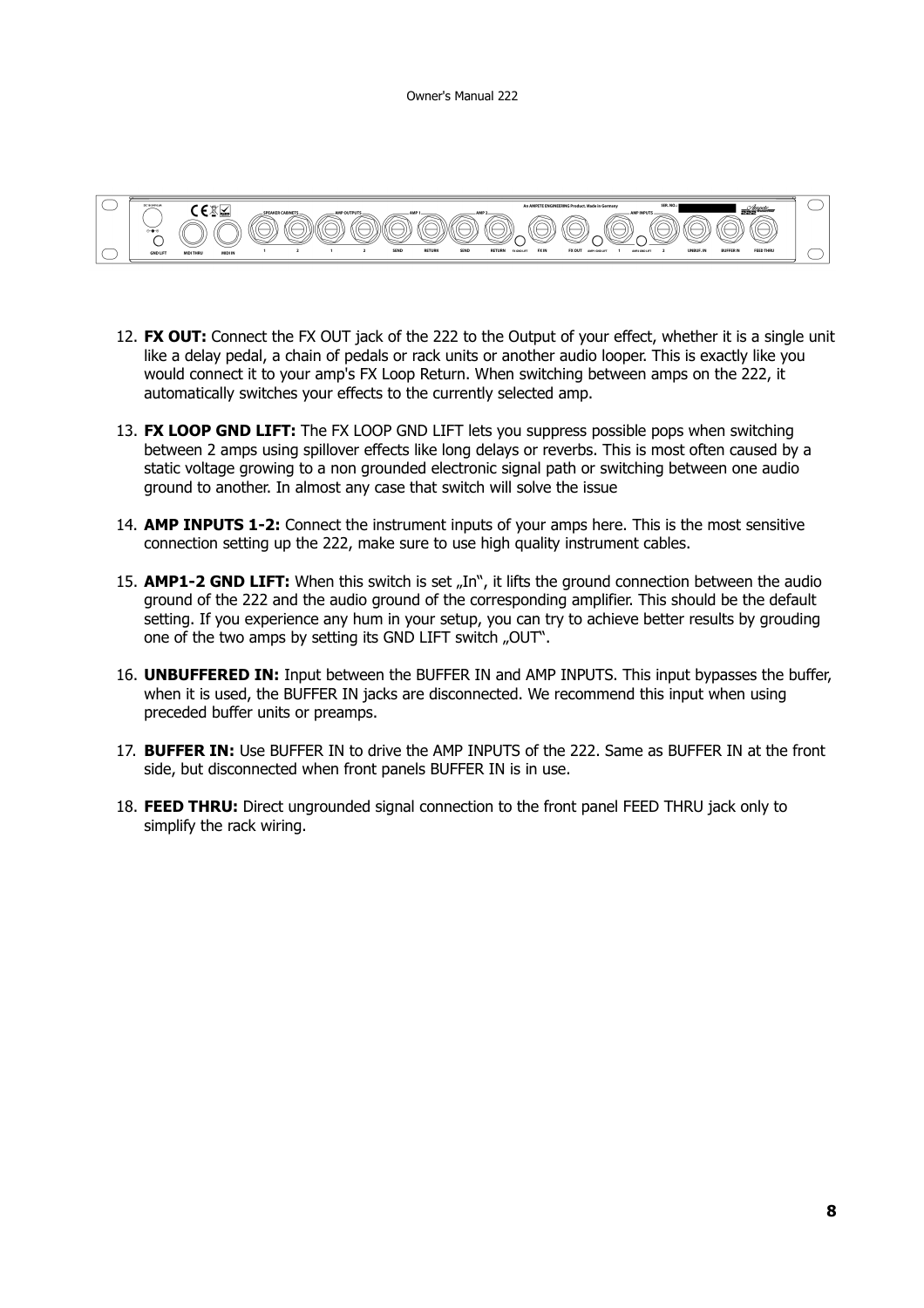12. **FX OUT:** Connect the FX OUT jack of the 222 to the Output of your effect, whether it is a single unit like a delay pedal, a chain of pedals or rack units or another audio looper. This is exactly like you would connect it to your amp's FX Loop Return. When switching between amps on the 222, it automatically switches your effects to the currently selected amp.

13. **FX LOOP GND LIFT:** The FX LOOP GND LIFT lets you suppress possible pops when switching between 2 amps using spillover effects like long delays or reverbs. This is most often caused by a static voltage growing to a non grounded electronic signal path or switching between one audio ground to another. In almost any case that switch will solve the issue

14. **AMP INPUTS 1-2:** Connect the instrument inputs of your amps here. This is the most sensitive connection setting up the 222, make sure to use high quality instrument cables.

15. **AMP1-2 GND LIFT:** When this switch is set „In", it lifts the ground connection between the audio ground of the 222 and the audio ground of the corresponding amplifier. This should be the default setting. If you experience any hum in your setup, you can try to achieve better results by grouding one of the two amps by setting its GND LIFT switch „OUT".

16. **UNBUFFERED IN:** Input between the BUFFER IN and AMP INPUTS. This input bypasses the buffer, when it is used, the BUFFER IN jacks are disconnected. We recommend this input when using preceded buffer units or preamps.

17. **BUFFER IN:** Use BUFFER IN to drive the AMP INPUTS of the 222. Same as BUFFER IN at the front side, but disconnected when front panels BUFFER IN is in use.

18. **FEED THRU:** Direct ungrounded signal connection to the front panel FEED THRU jack only to simplify the rack wiring.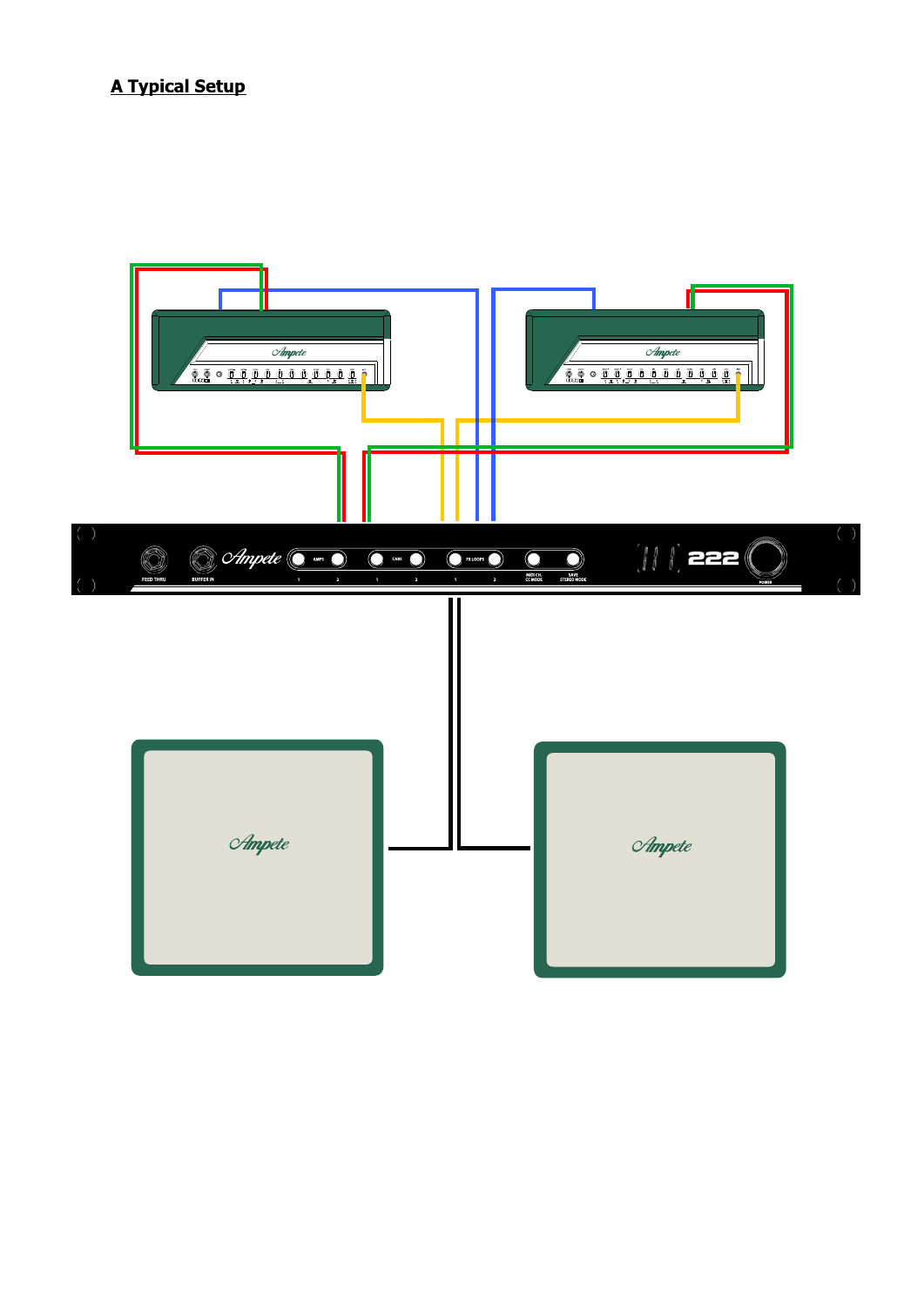## A Typical Setup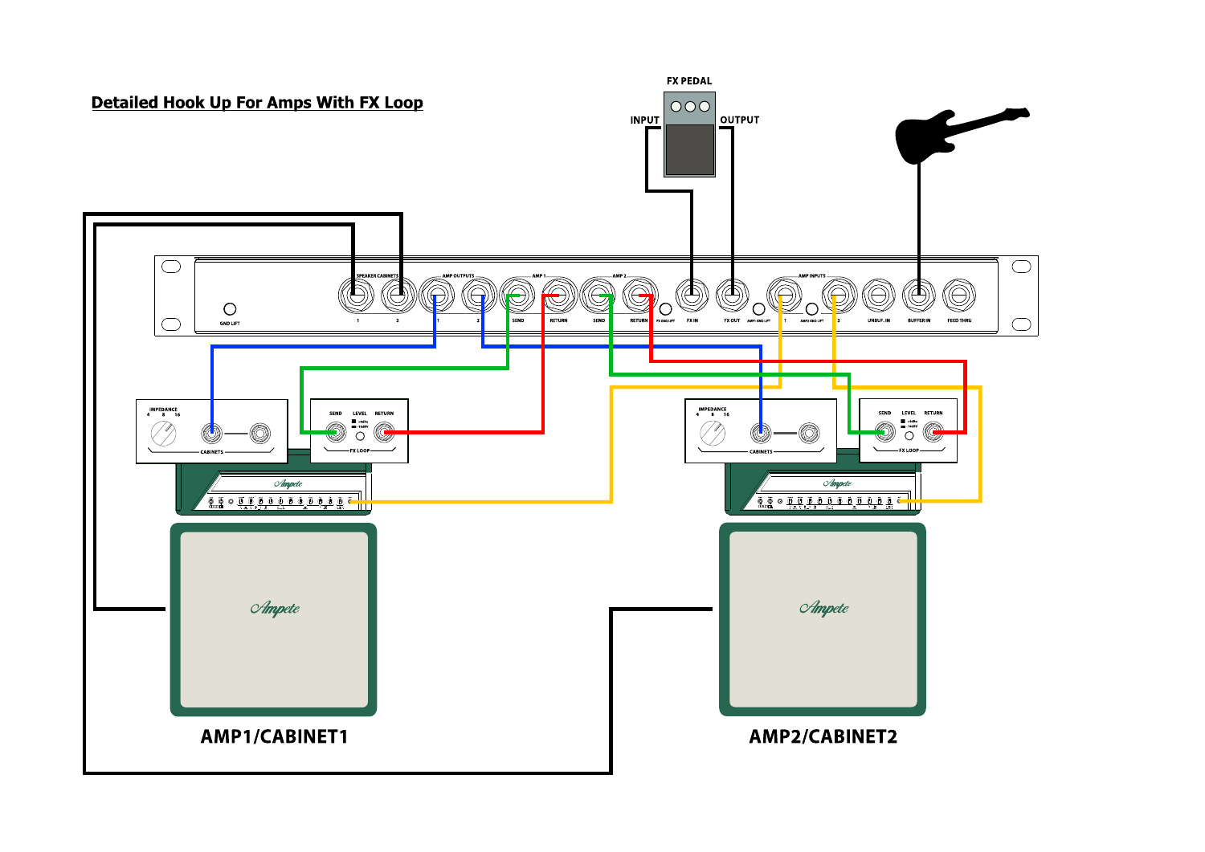## Detailed Hook Up For Amps With FX Loop

FX PEDAL

INPUT

OUTPUT

AMP1/CABINET1

AMP2/CABINET2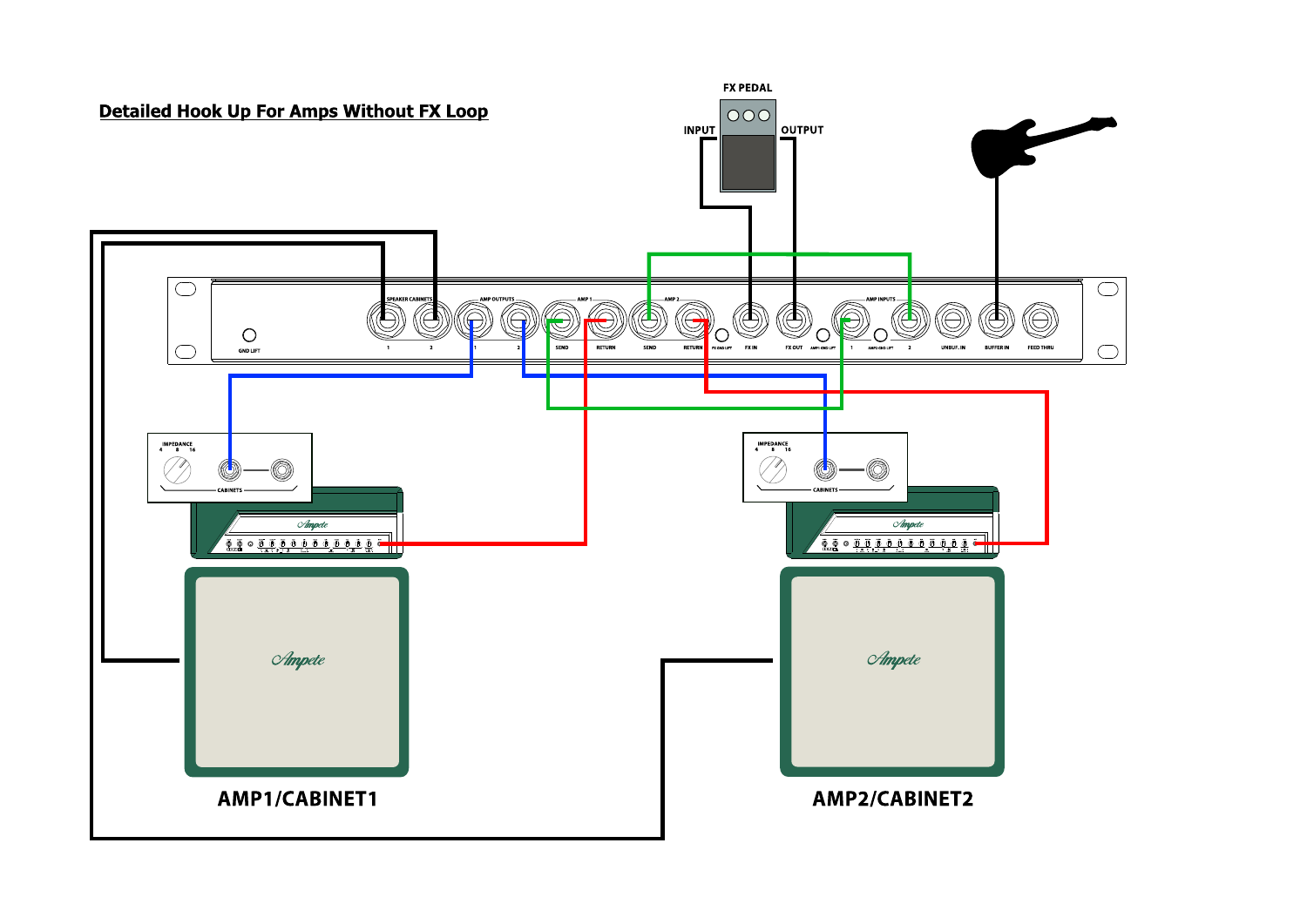## Detailed Hook Up For Amps Without FX Loop

FX PEDAL

INPUT

OUTPUT

SPEAKER CABINETS 1 2

AMP OUTPUTS 1 2

AMP 1 SEND RETURN

AMP 2 SEND RETURN

FX GND LIFT

FX IN

FX OUT

AMP1 GND LIFT

AMP INPUTS 1 2

AMP2 GND LIFT

UNBUF. IN

BUFFER IN

FEED THRU

GND LIFT

IMPEDANCE 4 8 16

CABINETS

AMP1/CABINET1

AMP2/CABINET2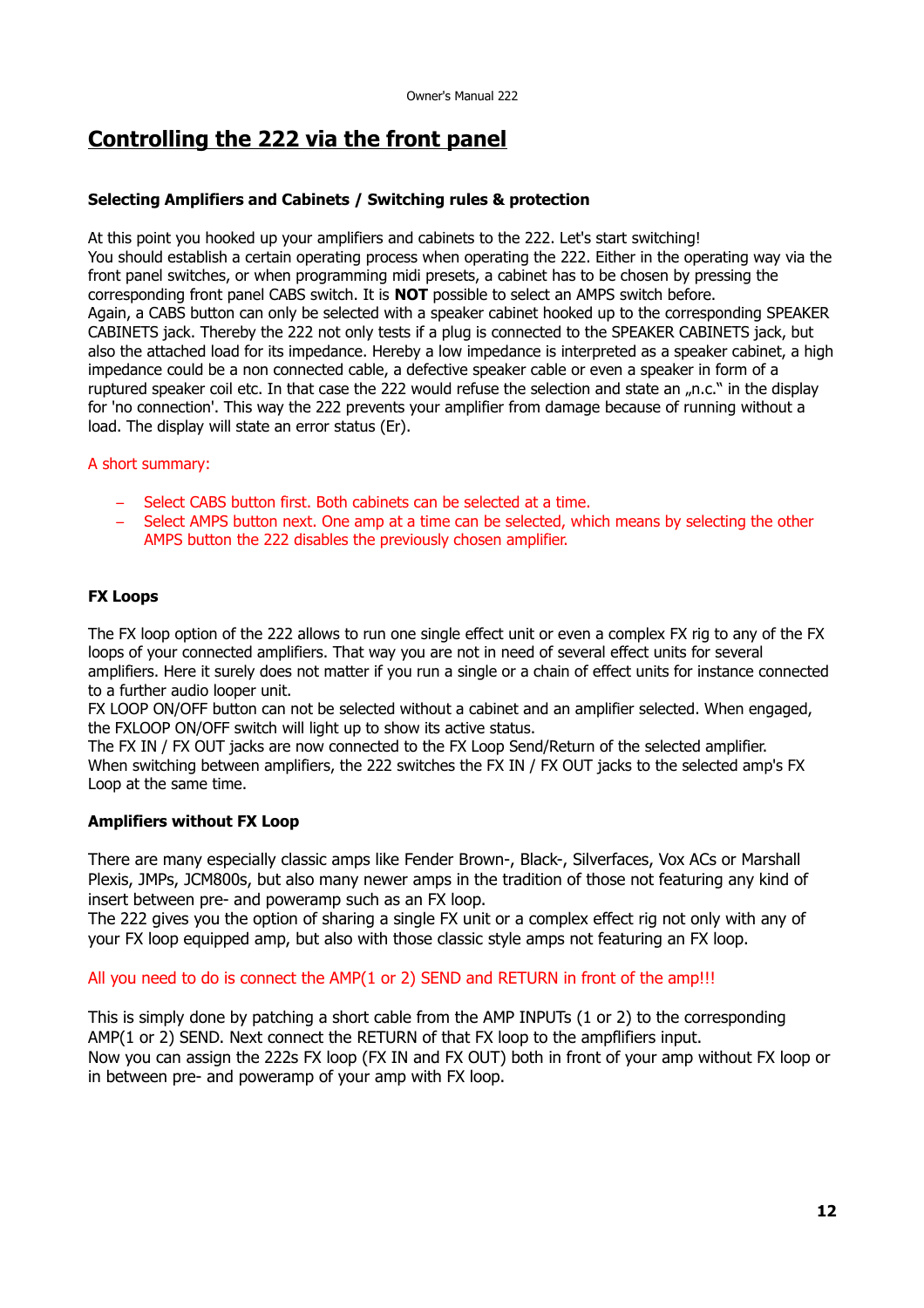# Controlling the 222 via the front panel

**Selecting Amplifiers and Cabinets / Switching rules & protection**

At this point you hooked up your amplifiers and cabinets to the 222. Let's start switching!
You should establish a certain operating process when operating the 222. Either in the operating way via the front panel switches, or when programming midi presets, a cabinet has to be chosen by pressing the corresponding front panel CABS switch. It is **NOT** possible to select an AMPS switch before.
Again, a CABS button can only be selected with a speaker cabinet hooked up to the corresponding SPEAKER CABINETS jack. Thereby the 222 not only tests if a plug is connected to the SPEAKER CABINETS jack, but also the attached load for its impedance. Hereby a low impedance is interpreted as a speaker cabinet, a high impedance could be a non connected cable, a defective speaker cable or even a speaker in form of a ruptured speaker coil etc. In that case the 222 would refuse the selection and state an „n.c." in the display for 'no connection'. This way the 222 prevents your amplifier from damage because of running without a load. The display will state an error status (Er).

A short summary:

- Select CABS button first. Both cabinets can be selected at a time.
- Select AMPS button next. One amp at a time can be selected, which means by selecting the other AMPS button the 222 disables the previously chosen amplifier.

**FX Loops**

The FX loop option of the 222 allows to run one single effect unit or even a complex FX rig to any of the FX loops of your connected amplifiers. That way you are not in need of several effect units for several amplifiers. Here it surely does not matter if you run a single or a chain of effect units for instance connected to a further audio looper unit.
FX LOOP ON/OFF button can not be selected without a cabinet and an amplifier selected. When engaged, the FXLOOP ON/OFF switch will light up to show its active status.
The FX IN / FX OUT jacks are now connected to the FX Loop Send/Return of the selected amplifier.
When switching between amplifiers, the 222 switches the FX IN / FX OUT jacks to the selected amp's FX Loop at the same time.

**Amplifiers without FX Loop**

There are many especially classic amps like Fender Brown-, Black-, Silverfaces, Vox ACs or Marshall Plexis, JMPs, JCM800s, but also many newer amps in the tradition of those not featuring any kind of insert between pre- and poweramp such as an FX loop.
The 222 gives you the option of sharing a single FX unit or a complex effect rig not only with any of your FX loop equipped amp, but also with those classic style amps not featuring an FX loop.

All you need to do is connect the AMP(1 or 2) SEND and RETURN in front of the amp!!!

This is simply done by patching a short cable from the AMP INPUTs (1 or 2) to the corresponding AMP(1 or 2) SEND. Next connect the RETURN of that FX loop to the ampflifiers input.
Now you can assign the 222s FX loop (FX IN and FX OUT) both in front of your amp without FX loop or in between pre- and poweramp of your amp with FX loop.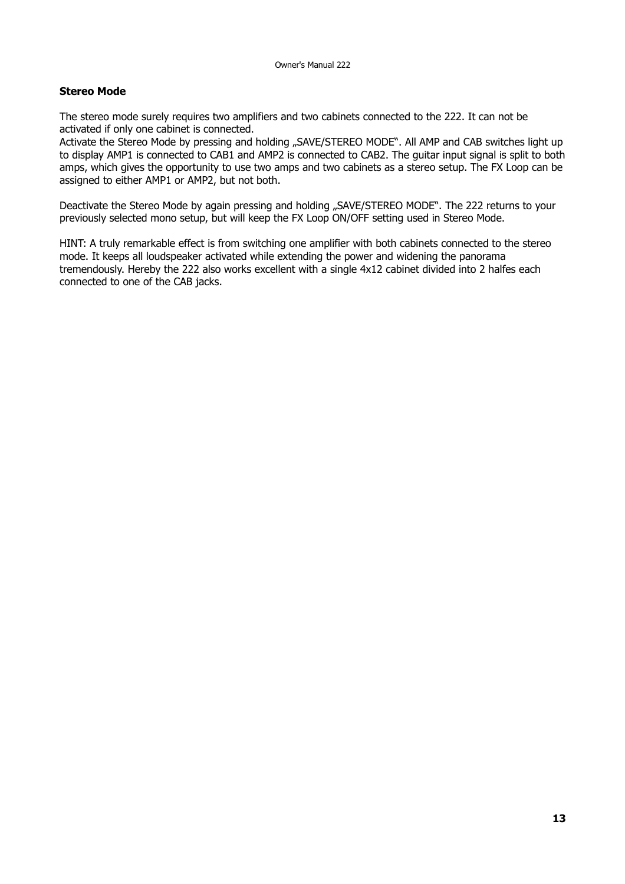**Stereo Mode**

The stereo mode surely requires two amplifiers and two cabinets connected to the 222. It can not be activated if only one cabinet is connected.
Activate the Stereo Mode by pressing and holding „SAVE/STEREO MODE". All AMP and CAB switches light up to display AMP1 is connected to CAB1 and AMP2 is connected to CAB2. The guitar input signal is split to both amps, which gives the opportunity to use two amps and two cabinets as a stereo setup. The FX Loop can be assigned to either AMP1 or AMP2, but not both.

Deactivate the Stereo Mode by again pressing and holding „SAVE/STEREO MODE". The 222 returns to your previously selected mono setup, but will keep the FX Loop ON/OFF setting used in Stereo Mode.

HINT: A truly remarkable effect is from switching one amplifier with both cabinets connected to the stereo mode. It keeps all loudspeaker activated while extending the power and widening the panorama tremendously. Hereby the 222 also works excellent with a single 4x12 cabinet divided into 2 halfes each connected to one of the CAB jacks.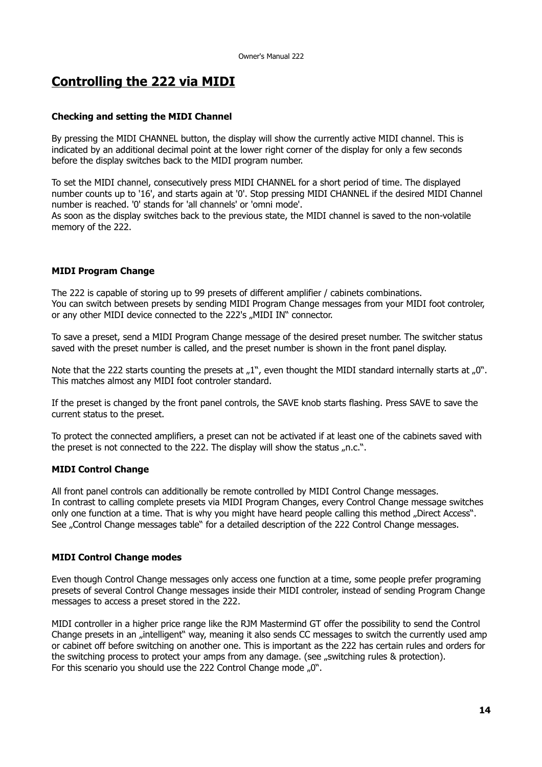# Controlling the 222 via MIDI

### Checking and setting the MIDI Channel

By pressing the MIDI CHANNEL button, the display will show the currently active MIDI channel. This is indicated by an additional decimal point at the lower right corner of the display for only a few seconds before the display switches back to the MIDI program number.

To set the MIDI channel, consecutively press MIDI CHANNEL for a short period of time. The displayed number counts up to '16', and starts again at '0'. Stop pressing MIDI CHANNEL if the desired MIDI Channel number is reached. '0' stands for 'all channels' or 'omni mode'.
As soon as the display switches back to the previous state, the MIDI channel is saved to the non-volatile memory of the 222.

### MIDI Program Change

The 222 is capable of storing up to 99 presets of different amplifier / cabinets combinations.
You can switch between presets by sending MIDI Program Change messages from your MIDI foot controler, or any other MIDI device connected to the 222's „MIDI IN" connector.

To save a preset, send a MIDI Program Change message of the desired preset number. The switcher status saved with the preset number is called, and the preset number is shown in the front panel display.

Note that the 222 starts counting the presets at „1", even thought the MIDI standard internally starts at „0". This matches almost any MIDI foot controler standard.

If the preset is changed by the front panel controls, the SAVE knob starts flashing. Press SAVE to save the current status to the preset.

To protect the connected amplifiers, a preset can not be activated if at least one of the cabinets saved with the preset is not connected to the 222. The display will show the status „n.c.".

### MIDI Control Change

All front panel controls can additionally be remote controlled by MIDI Control Change messages.
In contrast to calling complete presets via MIDI Program Changes, every Control Change message switches only one function at a time. That is why you might have heard people calling this method „Direct Access".
See „Control Change messages table" for a detailed description of the 222 Control Change messages.

### MIDI Control Change modes

Even though Control Change messages only access one function at a time, some people prefer programing presets of several Control Change messages inside their MIDI controler, instead of sending Program Change messages to access a preset stored in the 222.

MIDI controller in a higher price range like the RJM Mastermind GT offer the possibility to send the Control Change presets in an „intelligent" way, meaning it also sends CC messages to switch the currently used amp or cabinet off before switching on another one. This is important as the 222 has certain rules and orders for the switching process to protect your amps from any damage. (see „switching rules & protection).
For this scenario you should use the 222 Control Change mode „0".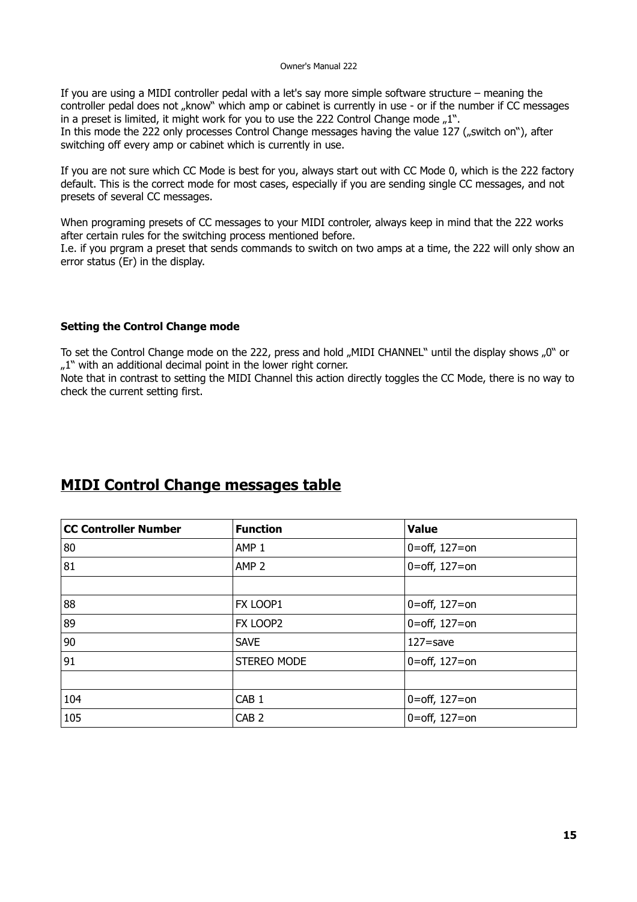If you are using a MIDI controller pedal with a let's say more simple software structure – meaning the controller pedal does not „know" which amp or cabinet is currently in use - or if the number if CC messages in a preset is limited, it might work for you to use the 222 Control Change mode „1".
In this mode the 222 only processes Control Change messages having the value 127 („switch on"), after switching off every amp or cabinet which is currently in use.

If you are not sure which CC Mode is best for you, always start out with CC Mode 0, which is the 222 factory default. This is the correct mode for most cases, especially if you are sending single CC messages, and not presets of several CC messages.

When programing presets of CC messages to your MIDI controler, always keep in mind that the 222 works after certain rules for the switching process mentioned before.
I.e. if you prgram a preset that sends commands to switch on two amps at a time, the 222 will only show an error status (Er) in the display.

**Setting the Control Change mode**

To set the Control Change mode on the 222, press and hold „MIDI CHANNEL" until the display shows „0" or „1" with an additional decimal point in the lower right corner.
Note that in contrast to setting the MIDI Channel this action directly toggles the CC Mode, there is no way to check the current setting first.

## MIDI Control Change messages table

| CC Controller Number | Function | Value |
|---|---|---|
| 80 | AMP 1 | 0=off, 127=on |
| 81 | AMP 2 | 0=off, 127=on |
| | | |
| 88 | FX LOOP1 | 0=off, 127=on |
| 89 | FX LOOP2 | 0=off, 127=on |
| 90 | SAVE | 127=save |
| 91 | STEREO MODE | 0=off, 127=on |
| | | |
| 104 | CAB 1 | 0=off, 127=on |
| 105 | CAB 2 | 0=off, 127=on |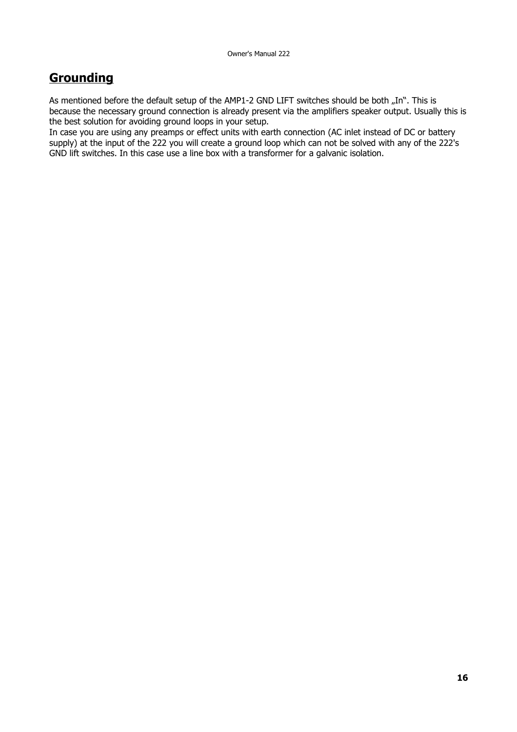## Grounding

As mentioned before the default setup of the AMP1-2 GND LIFT switches should be both „In". This is because the necessary ground connection is already present via the amplifiers speaker output. Usually this is the best solution for avoiding ground loops in your setup.
In case you are using any preamps or effect units with earth connection (AC inlet instead of DC or battery supply) at the input of the 222 you will create a ground loop which can not be solved with any of the 222's GND lift switches. In this case use a line box with a transformer for a galvanic isolation.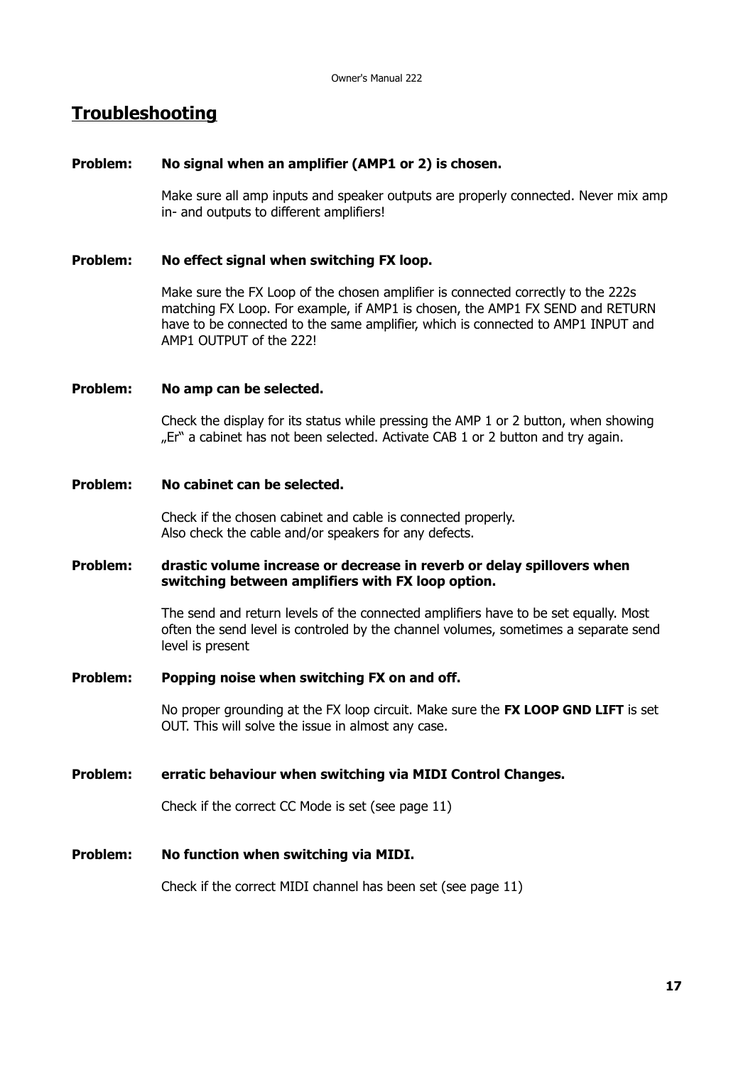## Troubleshooting

**Problem:** **No signal when an amplifier (AMP1 or 2) is chosen.**

Make sure all amp inputs and speaker outputs are properly connected. Never mix amp in- and outputs to different amplifiers!

**Problem:** **No effect signal when switching FX loop.**

Make sure the FX Loop of the chosen amplifier is connected correctly to the 222s matching FX Loop. For example, if AMP1 is chosen, the AMP1 FX SEND and RETURN have to be connected to the same amplifier, which is connected to AMP1 INPUT and AMP1 OUTPUT of the 222!

**Problem:** **No amp can be selected.**

Check the display for its status while pressing the AMP 1 or 2 button, when showing „Er" a cabinet has not been selected. Activate CAB 1 or 2 button and try again.

**Problem:** **No cabinet can be selected.**

Check if the chosen cabinet and cable is connected properly.
Also check the cable and/or speakers for any defects.

**Problem:** **drastic volume increase or decrease in reverb or delay spillovers when switching between amplifiers with FX loop option.**

The send and return levels of the connected amplifiers have to be set equally. Most often the send level is controled by the channel volumes, sometimes a separate send level is present

**Problem:** **Popping noise when switching FX on and off.**

No proper grounding at the FX loop circuit. Make sure the **FX LOOP GND LIFT** is set OUT. This will solve the issue in almost any case.

**Problem:** **erratic behaviour when switching via MIDI Control Changes.**

Check if the correct CC Mode is set (see page 11)

**Problem:** **No function when switching via MIDI.**

Check if the correct MIDI channel has been set (see page 11)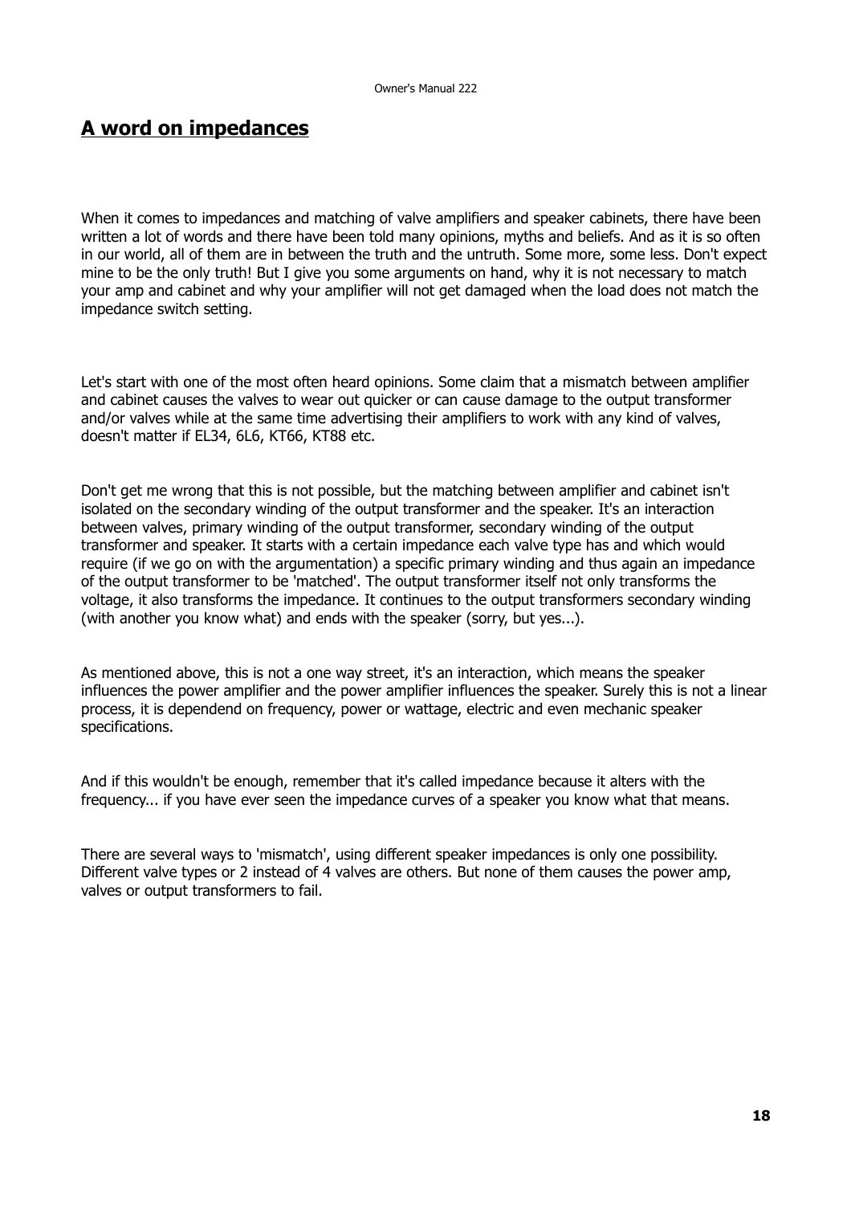## A word on impedances

When it comes to impedances and matching of valve amplifiers and speaker cabinets, there have been written a lot of words and there have been told many opinions, myths and beliefs. And as it is so often in our world, all of them are in between the truth and the untruth. Some more, some less. Don't expect mine to be the only truth! But I give you some arguments on hand, why it is not necessary to match your amp and cabinet and why your amplifier will not get damaged when the load does not match the impedance switch setting.

Let's start with one of the most often heard opinions. Some claim that a mismatch between amplifier and cabinet causes the valves to wear out quicker or can cause damage to the output transformer and/or valves while at the same time advertising their amplifiers to work with any kind of valves, doesn't matter if EL34, 6L6, KT66, KT88 etc.

Don't get me wrong that this is not possible, but the matching between amplifier and cabinet isn't isolated on the secondary winding of the output transformer and the speaker. It's an interaction between valves, primary winding of the output transformer, secondary winding of the output transformer and speaker. It starts with a certain impedance each valve type has and which would require (if we go on with the argumentation) a specific primary winding and thus again an impedance of the output transformer to be 'matched'. The output transformer itself not only transforms the voltage, it also transforms the impedance. It continues to the output transformers secondary winding (with another you know what) and ends with the speaker (sorry, but yes...).

As mentioned above, this is not a one way street, it's an interaction, which means the speaker influences the power amplifier and the power amplifier influences the speaker. Surely this is not a linear process, it is dependend on frequency, power or wattage, electric and even mechanic speaker specifications.

And if this wouldn't be enough, remember that it's called impedance because it alters with the frequency... if you have ever seen the impedance curves of a speaker you know what that means.

There are several ways to 'mismatch', using different speaker impedances is only one possibility. Different valve types or 2 instead of 4 valves are others. But none of them causes the power amp, valves or output transformers to fail.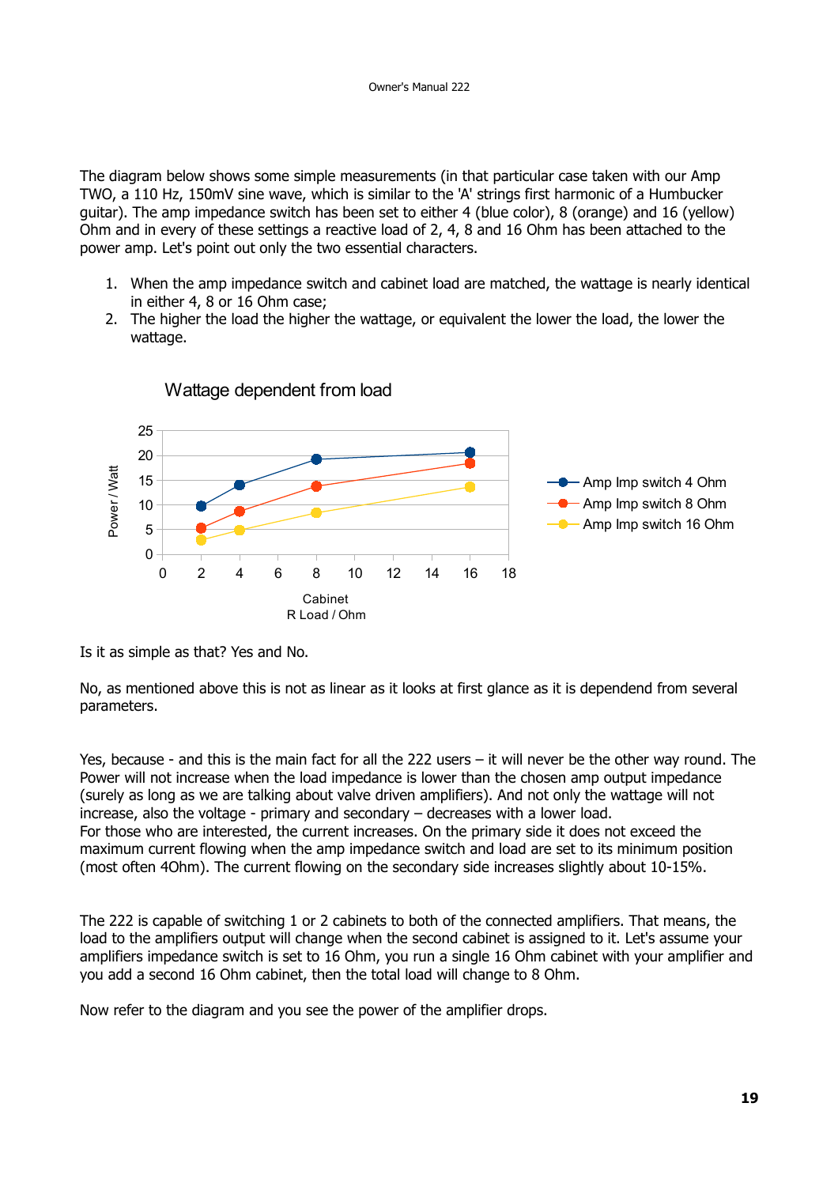The diagram below shows some simple measurements (in that particular case taken with our Amp TWO, a 110 Hz, 150mV sine wave, which is similar to the 'A' strings first harmonic of a Humbucker guitar). The amp impedance switch has been set to either 4 (blue color), 8 (orange) and 16 (yellow) Ohm and in every of these settings a reactive load of 2, 4, 8 and 16 Ohm has been attached to the power amp. Let's point out only the two essential characters.

1. When the amp impedance switch and cabinet load are matched, the wattage is nearly identical in either 4, 8 or 16 Ohm case;
2. The higher the load the higher the wattage, or equivalent the lower the load, the lower the wattage.

Wattage dependent from load

Is it as simple as that? Yes and No.

No, as mentioned above this is not as linear as it looks at first glance as it is dependend from several parameters.

Yes, because - and this is the main fact for all the 222 users – it will never be the other way round. The Power will not increase when the load impedance is lower than the chosen amp output impedance (surely as long as we are talking about valve driven amplifiers). And not only the wattage will not increase, also the voltage - primary and secondary – decreases with a lower load.
For those who are interested, the current increases. On the primary side it does not exceed the maximum current flowing when the amp impedance switch and load are set to its minimum position (most often 4Ohm). The current flowing on the secondary side increases slightly about 10-15%.

The 222 is capable of switching 1 or 2 cabinets to both of the connected amplifiers. That means, the load to the amplifiers output will change when the second cabinet is assigned to it. Let's assume your amplifiers impedance switch is set to 16 Ohm, you run a single 16 Ohm cabinet with your amplifier and you add a second 16 Ohm cabinet, then the total load will change to 8 Ohm.

Now refer to the diagram and you see the power of the amplifier drops.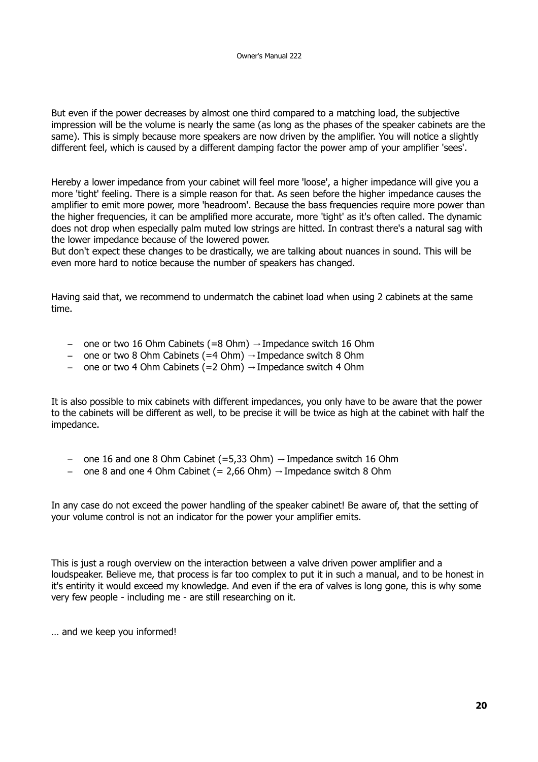But even if the power decreases by almost one third compared to a matching load, the subjective impression will be the volume is nearly the same (as long as the phases of the speaker cabinets are the same). This is simply because more speakers are now driven by the amplifier. You will notice a slightly different feel, which is caused by a different damping factor the power amp of your amplifier 'sees'.

Hereby a lower impedance from your cabinet will feel more 'loose', a higher impedance will give you a more 'tight' feeling. There is a simple reason for that. As seen before the higher impedance causes the amplifier to emit more power, more 'headroom'. Because the bass frequencies require more power than the higher frequencies, it can be amplified more accurate, more 'tight' as it's often called. The dynamic does not drop when especially palm muted low strings are hitted. In contrast there's a natural sag with the lower impedance because of the lowered power.
But don't expect these changes to be drastically, we are talking about nuances in sound. This will be even more hard to notice because the number of speakers has changed.

Having said that, we recommend to undermatch the cabinet load when using 2 cabinets at the same time.

- one or two 16 Ohm Cabinets (=8 Ohm) → Impedance switch 16 Ohm
- one or two 8 Ohm Cabinets (=4 Ohm) → Impedance switch 8 Ohm
- one or two 4 Ohm Cabinets (=2 Ohm) → Impedance switch 4 Ohm

It is also possible to mix cabinets with different impedances, you only have to be aware that the power to the cabinets will be different as well, to be precise it will be twice as high at the cabinet with half the impedance.

- one 16 and one 8 Ohm Cabinet (=5,33 Ohm) → Impedance switch 16 Ohm
- one 8 and one 4 Ohm Cabinet (= 2,66 Ohm) → Impedance switch 8 Ohm

In any case do not exceed the power handling of the speaker cabinet! Be aware of, that the setting of your volume control is not an indicator for the power your amplifier emits.

This is just a rough overview on the interaction between a valve driven power amplifier and a loudspeaker. Believe me, that process is far too complex to put it in such a manual, and to be honest in it's entirity it would exceed my knowledge. And even if the era of valves is long gone, this is why some very few people - including me - are still researching on it.

… and we keep you informed!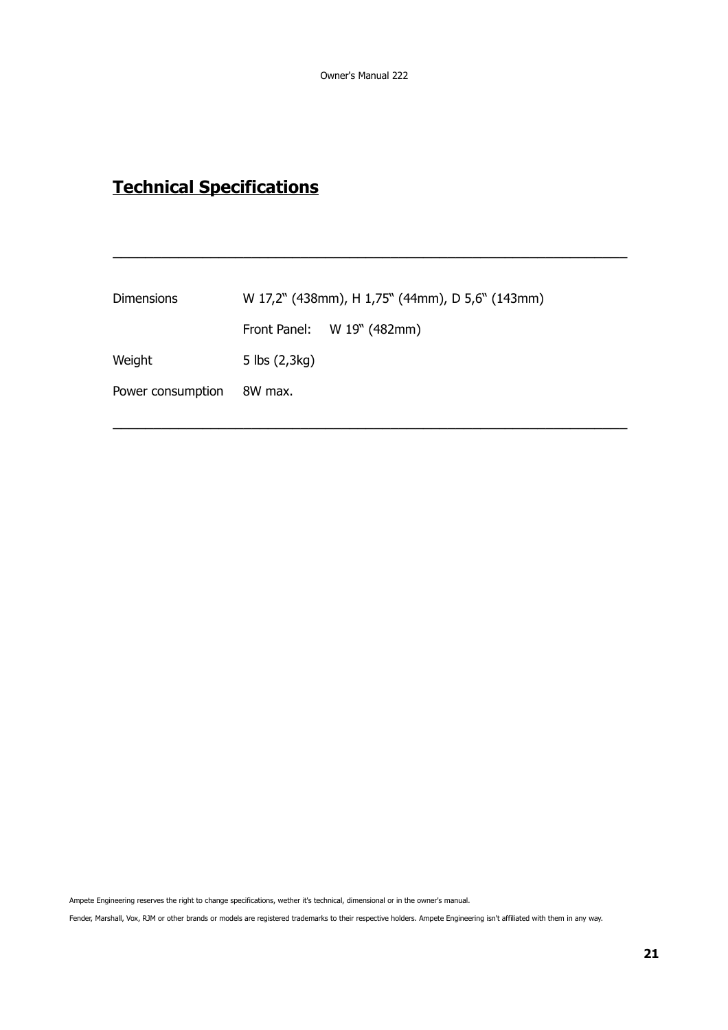## Technical Specifications

---

| | |
|---|---|
| Dimensions | W 17,2“ (438mm), H 1,75“ (44mm), D 5,6“ (143mm) |
| | Front Panel: W 19“ (482mm) |
| Weight | 5 lbs (2,3kg) |
| Power consumption | 8W max. |

---

Ampete Engineering reserves the right to change specifications, wether it's technical, dimensional or in the owner's manual.

Fender, Marshall, Vox, RJM or other brands or models are registered trademarks to their respective holders. Ampete Engineering isn't affiliated with them in any way.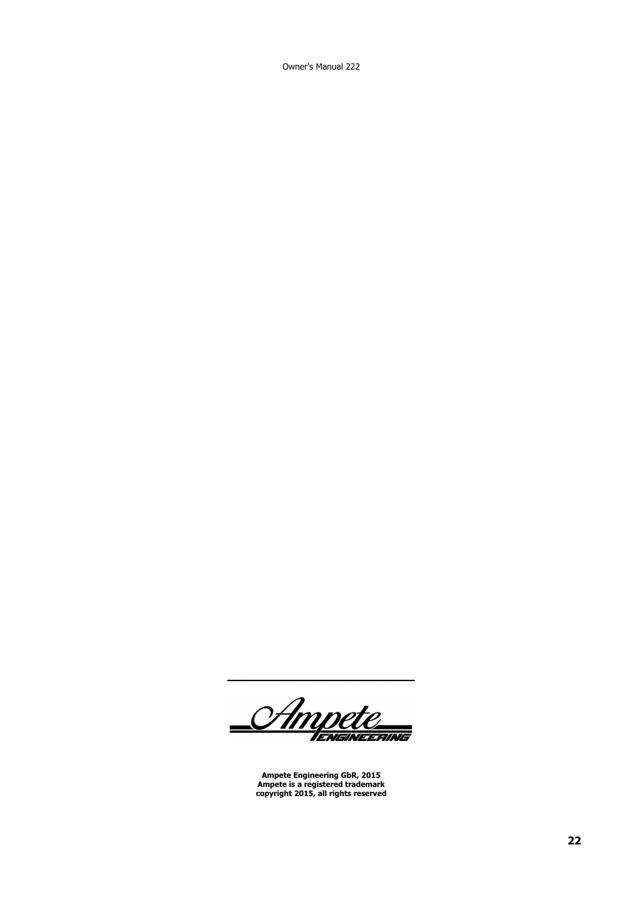**Ampete Engineering GbR, 2015**
**Ampete is a registered trademark**
**copyright 2015, all rights reserved**